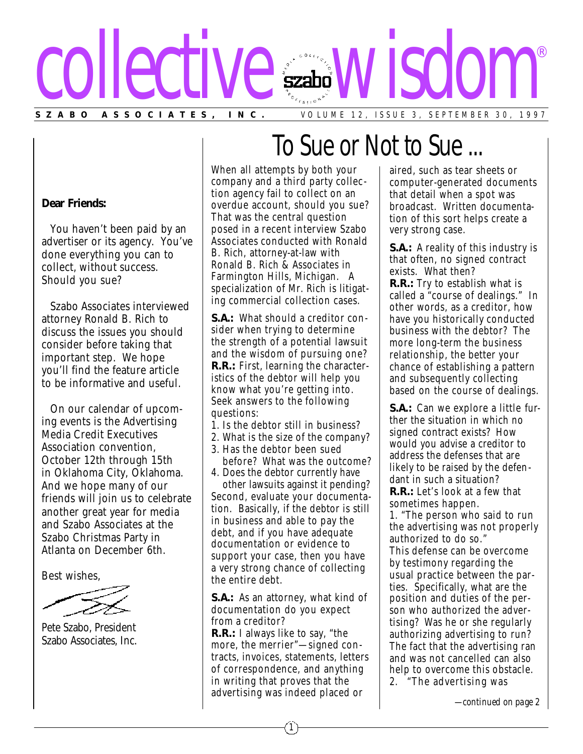# collective wisdom®

**SZABO ASSOCIATES, INC.** VOLUME 12, ISSUE 3, SEPTEMBER 30, 1997

**Dear Friends:**

You haven't been paid by an advertiser or its agency. You've done everything you can to collect, without success. Should you sue?

Szabo Associates interviewed attorney Ronald B. Rich to discuss the issues you should consider before taking that important step. We hope you'll find the feature article to be informative and useful.

On our calendar of upcoming events is the Advertising Media Credit Executives Association convention, October 12th through 15th in Oklahoma City, Oklahoma. And we hope many of our friends will join us to celebrate another great year for media and Szabo Associates at the Szabo Christmas Party in Atlanta on December 6th.

Best wishes,

Pete Szabo, President
Szabo Associates, Inc.

# To Sue or Not to Sue ...

When all attempts by both your company and a third party collection agency fail to collect on an overdue account, should you sue? That was the central question posed in a recent interview Szabo Associates conducted with Ronald B. Rich, attorney-at-law with Ronald B. Rich & Associates in Farmington Hills, Michigan. A specialization of Mr. Rich is litigating commercial collection cases.

**S.A.:** What should a creditor consider when trying to determine the strength of a potential lawsuit and the wisdom of pursuing one?
**R.R.:** First, learning the characteristics of the debtor will help you know what you're getting into. Seek answers to the following questions:

1. Is the debtor still in business?
2. What is the size of the company?
3. Has the debtor been sued before? What was the outcome?
4. Does the debtor currently have other lawsuits against it pending?

Second, evaluate your documentation. Basically, if the debtor is still in business and able to pay the debt, and if you have adequate documentation or evidence to support your case, then you have a very strong chance of collecting the entire debt.

**S.A.:** As an attorney, what kind of documentation do you expect from a creditor?
**R.R.:** I always like to say, "the more, the merrier"—signed contracts, invoices, statements, letters of correspondence, and anything in writing that proves that the advertising was indeed placed or aired, such as tear sheets or computer-generated documents that detail when a spot was broadcast. Written documentation of this sort helps create a very strong case.

**S.A.:** A reality of this industry is that often, no signed contract exists. What then?
**R.R.:** Try to establish what is called a "course of dealings." In other words, as a creditor, how have you historically conducted business with the debtor? The more long-term the business relationship, the better your chance of establishing a pattern and subsequently collecting based on the course of dealings.

**S.A.:** Can we explore a little further the situation in which no signed contract exists? How would you advise a creditor to address the defenses that are likely to be raised by the defendant in such a situation?
**R.R.:** Let's look at a few that sometimes happen.

1. "The person who said to run the advertising was not properly authorized to do so."

This defense can be overcome by testimony regarding the usual practice between the parties. Specifically, what are the position and duties of the person who authorized the advertising? Was he or she regularly authorizing advertising to run? The fact that the advertising ran and was not cancelled can also help to overcome this obstacle.

2. "The advertising was

*—continued on page 2*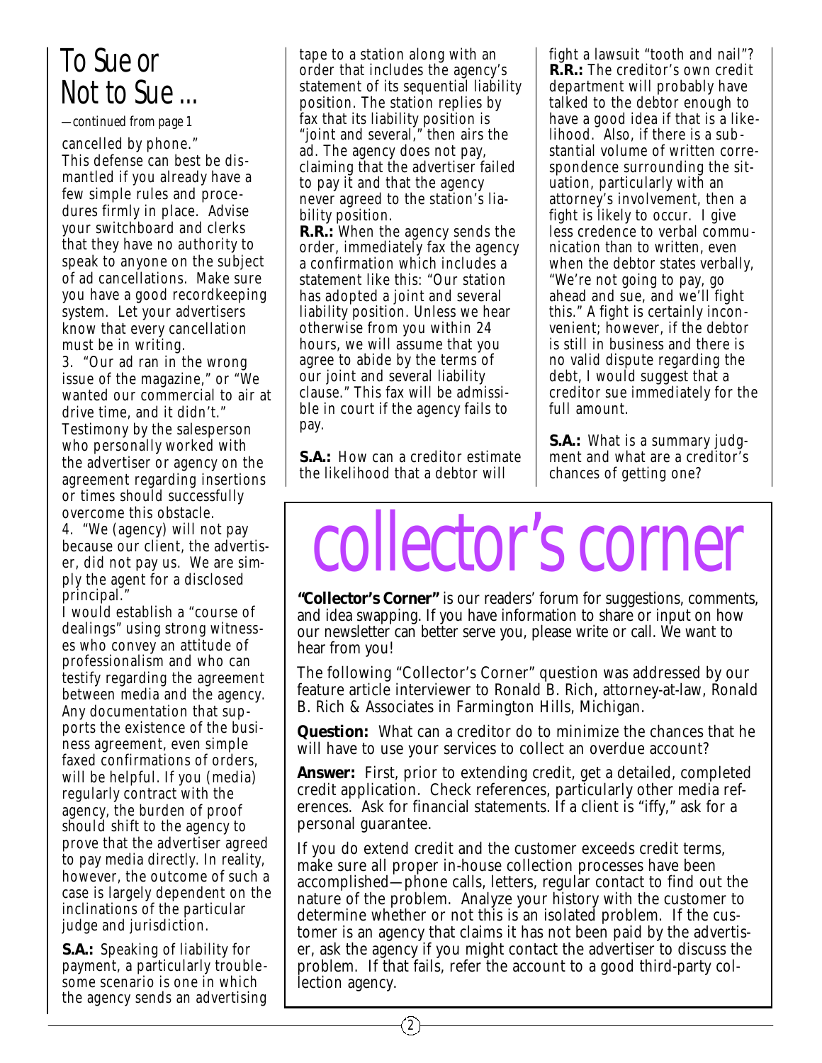# To Sue or Not to Sue ...

*—continued from page 1*

cancelled by phone."

This defense can best be dismantled if you already have a few simple rules and procedures firmly in place. Advise your switchboard and clerks that they have no authority to speak to anyone on the subject of ad cancellations. Make sure you have a good recordkeeping system. Let your advertisers know that every cancellation must be in writing.

3. "Our ad ran in the wrong issue of the magazine," or "We wanted our commercial to air at drive time, and it didn't."

Testimony by the salesperson who personally worked with the advertiser or agency on the agreement regarding insertions or times should successfully overcome this obstacle.

4. "We (agency) will not pay because our client, the advertiser, did not pay us. We are simply the agent for a disclosed principal."

I would establish a "course of dealings" using strong witnesses who convey an attitude of professionalism and who can testify regarding the agreement between media and the agency. Any documentation that supports the existence of the business agreement, even simple faxed confirmations of orders, will be helpful. If you (media) regularly contract with the agency, the burden of proof should shift to the agency to prove that the advertiser agreed to pay media directly. In reality, however, the outcome of such a case is largely dependent on the inclinations of the particular judge and jurisdiction.

**S.A.:** Speaking of liability for payment, a particularly troublesome scenario is one in which the agency sends an advertising tape to a station along with an order that includes the agency's statement of its sequential liability position. The station replies by fax that its liability position is "joint and several," then airs the ad. The agency does not pay, claiming that the advertiser failed to pay it and that the agency never agreed to the station's liability position.

**R.R.:** When the agency sends the order, immediately fax the agency a confirmation which includes a statement like this: "Our station has adopted a joint and several liability position. Unless we hear otherwise from you within 24 hours, we will assume that you agree to abide by the terms of our joint and several liability clause." This fax will be admissible in court if the agency fails to pay.

**S.A.:** How can a creditor estimate the likelihood that a debtor will fight a lawsuit "tooth and nail"?

**R.R.:** The creditor's own credit department will probably have talked to the debtor enough to have a good idea if that is a likelihood. Also, if there is a substantial volume of written correspondence surrounding the situation, particularly with an attorney's involvement, then a fight is likely to occur. I give less credence to verbal communication than to written, even when the debtor states verbally, "We're not going to pay, go ahead and sue, and we'll fight this." A fight is certainly inconvenient; however, if the debtor is still in business and there is no valid dispute regarding the debt, I would suggest that a creditor sue immediately for the full amount.

**S.A.:** What is a summary judgment and what are a creditor's chances of getting one?

# collector's corner

**"Collector's Corner"** is our readers' forum for suggestions, comments, and idea swapping. If you have information to share or input on how our newsletter can better serve you, please write or call. We want to hear from you!

The following "Collector's Corner" question was addressed by our feature article interviewer to Ronald B. Rich, attorney-at-law, Ronald B. Rich & Associates in Farmington Hills, Michigan.

**Question:** What can a creditor do to minimize the chances that he will have to use your services to collect an overdue account?

**Answer:** First, prior to extending credit, get a detailed, completed credit application. Check references, particularly other media references. Ask for financial statements. If a client is "iffy," ask for a personal guarantee.

If you do extend credit and the customer exceeds credit terms, make sure all proper in-house collection processes have been accomplished—phone calls, letters, regular contact to find out the nature of the problem. Analyze your history with the customer to determine whether or not this is an isolated problem. If the customer is an agency that claims it has not been paid by the advertiser, ask the agency if you might contact the advertiser to discuss the problem. If that fails, refer the account to a good third-party collection agency.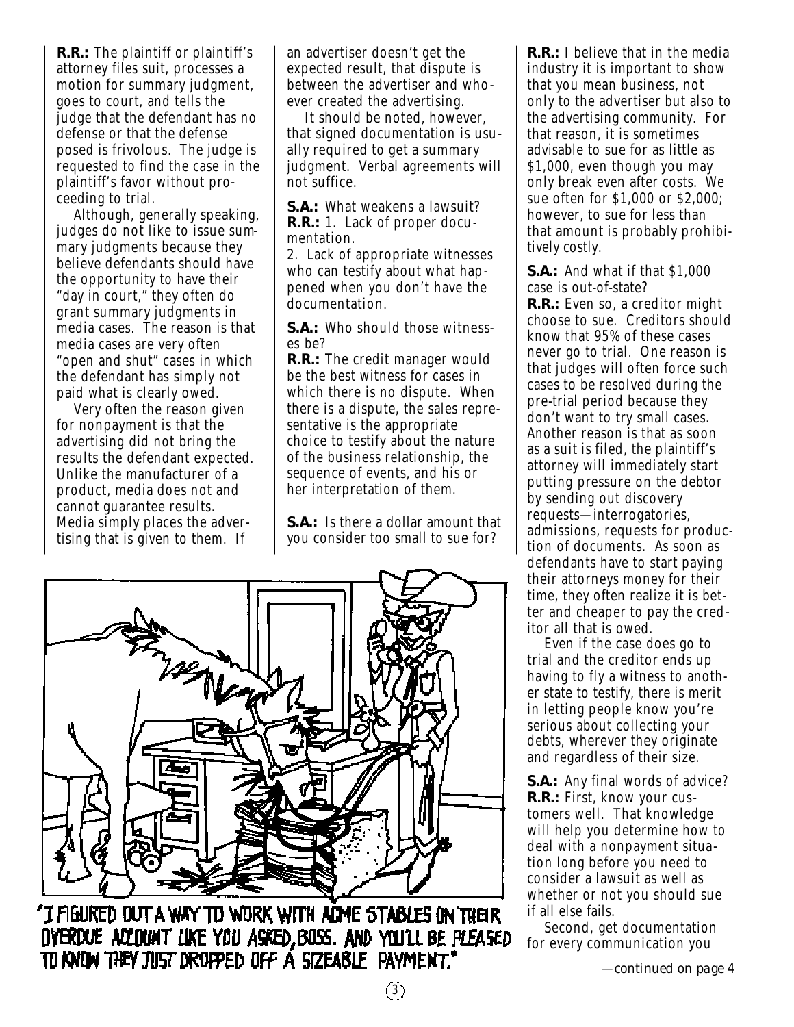**R.R.:** The plaintiff or plaintiff's attorney files suit, processes a motion for summary judgment, goes to court, and tells the judge that the defendant has no defense or that the defense posed is frivolous. The judge is requested to find the case in the plaintiff's favor without proceeding to trial.

Although, generally speaking, judges do not like to issue summary judgments because they believe defendants should have the opportunity to have their "day in court," they often do grant summary judgments in media cases. The reason is that media cases are very often "open and shut" cases in which the defendant has simply not paid what is clearly owed.

Very often the reason given for nonpayment is that the advertising did not bring the results the defendant expected. Unlike the manufacturer of a product, media does not and cannot guarantee results. Media simply places the advertising that is given to them. If an advertiser doesn't get the expected result, that dispute is between the advertiser and whoever created the advertising.

It should be noted, however, that signed documentation is usually required to get a summary judgment. Verbal agreements will not suffice.

**S.A.:** What weakens a lawsuit?
**R.R.:** 1. Lack of proper documentation.
2. Lack of appropriate witnesses who can testify about what happened when you don't have the documentation.

**S.A.:** Who should those witnesses be?
**R.R.:** The credit manager would be the best witness for cases in which there is no dispute. When there is a dispute, the sales representative is the appropriate choice to testify about the nature of the business relationship, the sequence of events, and his or her interpretation of them.

**S.A.:** Is there a dollar amount that you consider too small to sue for?

"I FIGURED OUT A WAY TO WORK WITH ACME STABLES ON THEIR OVERDUE ACCOUNT LIKE YOU ASKED, BOSS. AND YOU'LL BE PLEASED TO KNOW THEY JUST DROPPED OFF A SIZEABLE PAYMENT."

**R.R.:** I believe that in the media industry it is important to show that you mean business, not only to the advertiser but also to the advertising community. For that reason, it is sometimes advisable to sue for as little as \$1,000, even though you may only break even after costs. We sue often for \$1,000 or \$2,000; however, to sue for less than that amount is probably prohibitively costly.

**S.A.:** And what if that \$1,000 case is out-of-state?
**R.R.:** Even so, a creditor might choose to sue. Creditors should know that 95% of these cases never go to trial. One reason is that judges will often force such cases to be resolved during the pre-trial period because they don't want to try small cases. Another reason is that as soon as a suit is filed, the plaintiff's attorney will immediately start putting pressure on the debtor by sending out discovery requests—interrogatories, admissions, requests for production of documents. As soon as defendants have to start paying their attorneys money for their time, they often realize it is better and cheaper to pay the creditor all that is owed.

Even if the case does go to trial and the creditor ends up having to fly a witness to another state to testify, there is merit in letting people know you're serious about collecting your debts, wherever they originate and regardless of their size.

**S.A.:** Any final words of advice?
**R.R.:** First, know your customers well. That knowledge will help you determine how to deal with a nonpayment situation long before you need to consider a lawsuit as well as whether or not you should sue if all else fails.

Second, get documentation for every communication you

*—continued on page 4*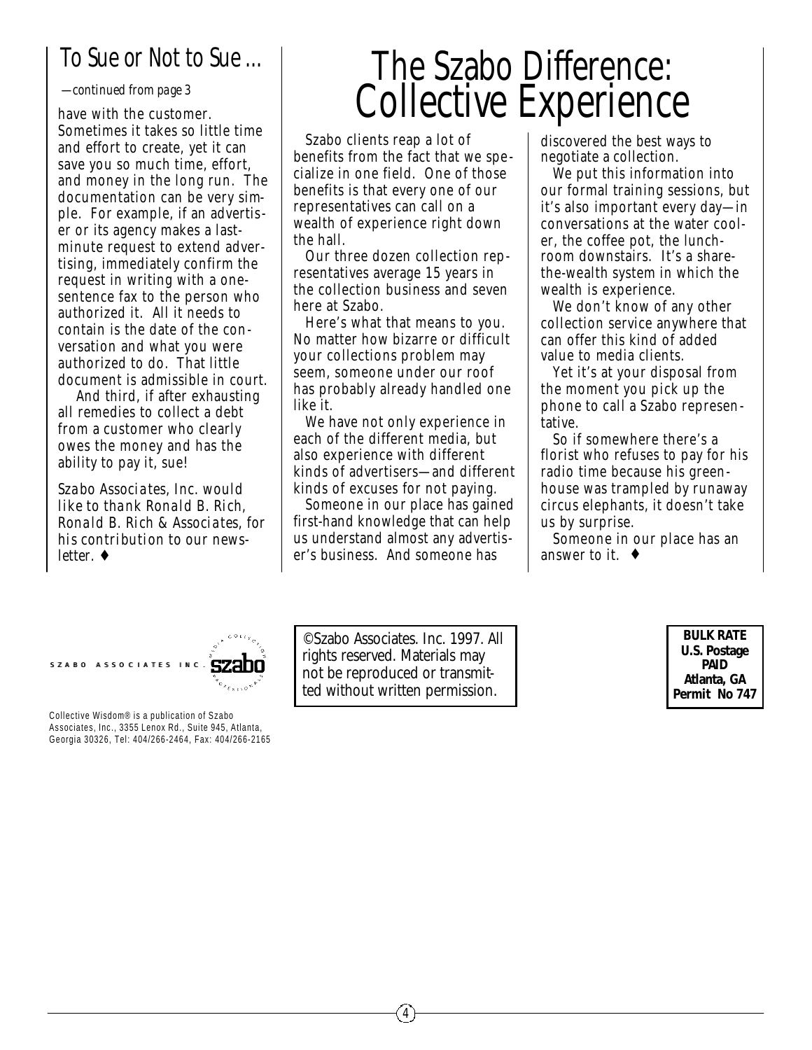## To Sue or Not to Sue ...

*—continued from page 3*

have with the customer. Sometimes it takes so little time and effort to create, yet it can save you so much time, effort, and money in the long run. The documentation can be very simple. For example, if an advertiser or its agency makes a last-minute request to extend advertising, immediately confirm the request in writing with a one-sentence fax to the person who authorized it. All it needs to contain is the date of the conversation and what you were authorized to do. That little document is admissible in court.

And third, if after exhausting all remedies to collect a debt from a customer who clearly owes the money and has the ability to pay it, sue!

*Szabo Associates, Inc. would like to thank Ronald B. Rich, Ronald B. Rich & Associates, for his contribution to our newsletter.* ♦

# The Szabo Difference: Collective Experience

Szabo clients reap a lot of benefits from the fact that we specialize in one field. One of those benefits is that every one of our representatives can call on a wealth of experience right down the hall.

Our three dozen collection representatives average 15 years in the collection business and seven here at Szabo.

Here's what that means to you. No matter how bizarre or difficult your collections problem may seem, someone under our roof has probably already handled one like it.

We have not only experience in each of the different media, but also experience with different kinds of advertisers—and different kinds of excuses for not paying.

Someone in our place has gained first-hand knowledge that can help us understand almost any advertiser's business. And someone has discovered the best ways to negotiate a collection.

We put this information into our formal training sessions, but it's also important every day—in conversations at the water cooler, the coffee pot, the lunchroom downstairs. It's a share-the-wealth system in which the wealth is experience.

We don't know of any other collection service anywhere that can offer this kind of added value to media clients.

Yet it's at your disposal from the moment you pick up the phone to call a Szabo representative.

So if somewhere there's a florist who refuses to pay for his radio time because his greenhouse was trampled by runaway circus elephants, it doesn't take us by surprise.

Someone in our place has an answer to it. ♦

SZABO ASSOCIATES INC. szabo MEDIA COLLECTION PROFESSIONALS

Collective Wisdom® is a publication of Szabo Associates, Inc., 3355 Lenox Rd., Suite 945, Atlanta, Georgia 30326, Tel: 404/266-2464, Fax: 404/266-2165

©Szabo Associates. Inc. 1997. All rights reserved. Materials may not be reproduced or transmitted without written permission.

**BULK RATE**
**U.S. Postage**
**PAID**
**Atlanta, GA**
**Permit No 747**